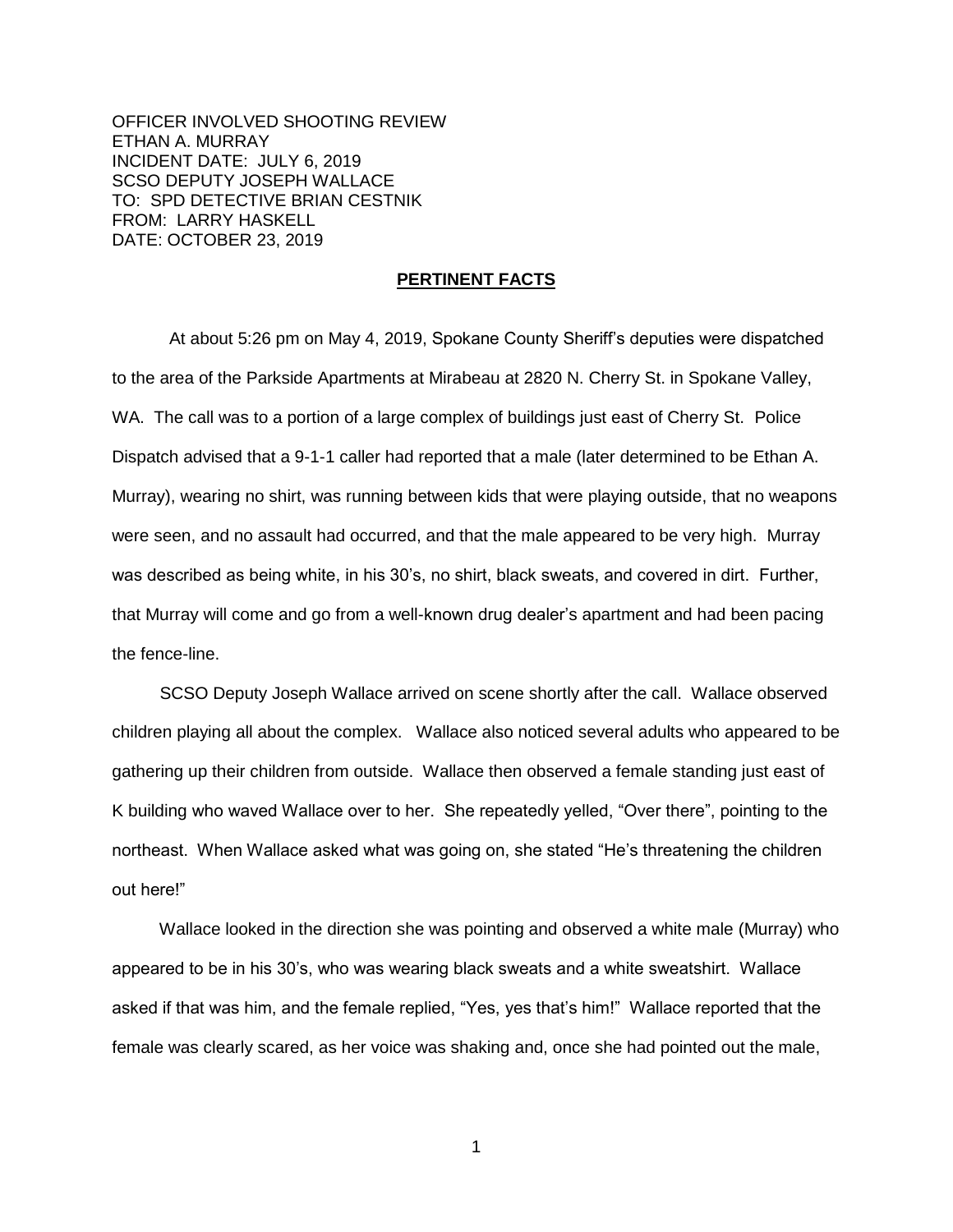OFFICER INVOLVED SHOOTING REVIEW
ETHAN A. MURRAY
INCIDENT DATE: JULY 6, 2019
SCSO DEPUTY JOSEPH WALLACE
TO: SPD DETECTIVE BRIAN CESTNIK
FROM: LARRY HASKELL
DATE: OCTOBER 23, 2019

## **PERTINENT FACTS**

At about 5:26 pm on May 4, 2019, Spokane County Sheriff's deputies were dispatched to the area of the Parkside Apartments at Mirabeau at 2820 N. Cherry St. in Spokane Valley, WA. The call was to a portion of a large complex of buildings just east of Cherry St. Police Dispatch advised that a 9-1-1 caller had reported that a male (later determined to be Ethan A. Murray), wearing no shirt, was running between kids that were playing outside, that no weapons were seen, and no assault had occurred, and that the male appeared to be very high. Murray was described as being white, in his 30's, no shirt, black sweats, and covered in dirt. Further, that Murray will come and go from a well-known drug dealer's apartment and had been pacing the fence-line.

SCSO Deputy Joseph Wallace arrived on scene shortly after the call. Wallace observed children playing all about the complex. Wallace also noticed several adults who appeared to be gathering up their children from outside. Wallace then observed a female standing just east of K building who waved Wallace over to her. She repeatedly yelled, "Over there", pointing to the northeast. When Wallace asked what was going on, she stated "He's threatening the children out here!"

Wallace looked in the direction she was pointing and observed a white male (Murray) who appeared to be in his 30's, who was wearing black sweats and a white sweatshirt. Wallace asked if that was him, and the female replied, "Yes, yes that's him!" Wallace reported that the female was clearly scared, as her voice was shaking and, once she had pointed out the male,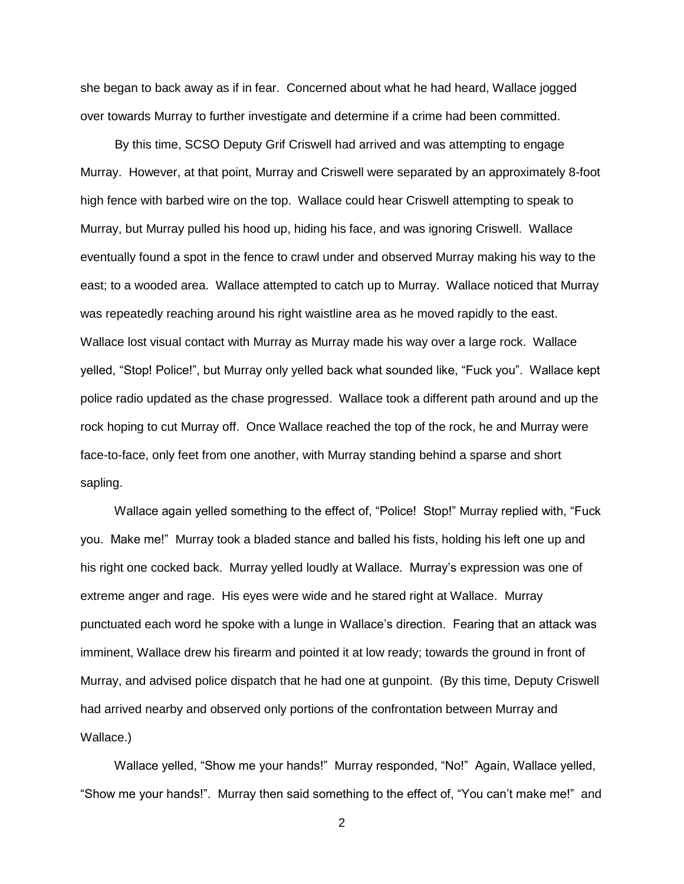she began to back away as if in fear. Concerned about what he had heard, Wallace jogged over towards Murray to further investigate and determine if a crime had been committed.

By this time, SCSO Deputy Grif Criswell had arrived and was attempting to engage Murray. However, at that point, Murray and Criswell were separated by an approximately 8-foot high fence with barbed wire on the top. Wallace could hear Criswell attempting to speak to Murray, but Murray pulled his hood up, hiding his face, and was ignoring Criswell. Wallace eventually found a spot in the fence to crawl under and observed Murray making his way to the east; to a wooded area. Wallace attempted to catch up to Murray. Wallace noticed that Murray was repeatedly reaching around his right waistline area as he moved rapidly to the east. Wallace lost visual contact with Murray as Murray made his way over a large rock. Wallace yelled, "Stop! Police!", but Murray only yelled back what sounded like, "Fuck you". Wallace kept police radio updated as the chase progressed. Wallace took a different path around and up the rock hoping to cut Murray off. Once Wallace reached the top of the rock, he and Murray were face-to-face, only feet from one another, with Murray standing behind a sparse and short sapling.

Wallace again yelled something to the effect of, "Police! Stop!" Murray replied with, "Fuck you. Make me!" Murray took a bladed stance and balled his fists, holding his left one up and his right one cocked back. Murray yelled loudly at Wallace. Murray's expression was one of extreme anger and rage. His eyes were wide and he stared right at Wallace. Murray punctuated each word he spoke with a lunge in Wallace's direction. Fearing that an attack was imminent, Wallace drew his firearm and pointed it at low ready; towards the ground in front of Murray, and advised police dispatch that he had one at gunpoint. (By this time, Deputy Criswell had arrived nearby and observed only portions of the confrontation between Murray and Wallace.)

Wallace yelled, "Show me your hands!" Murray responded, "No!" Again, Wallace yelled, "Show me your hands!". Murray then said something to the effect of, "You can't make me!" and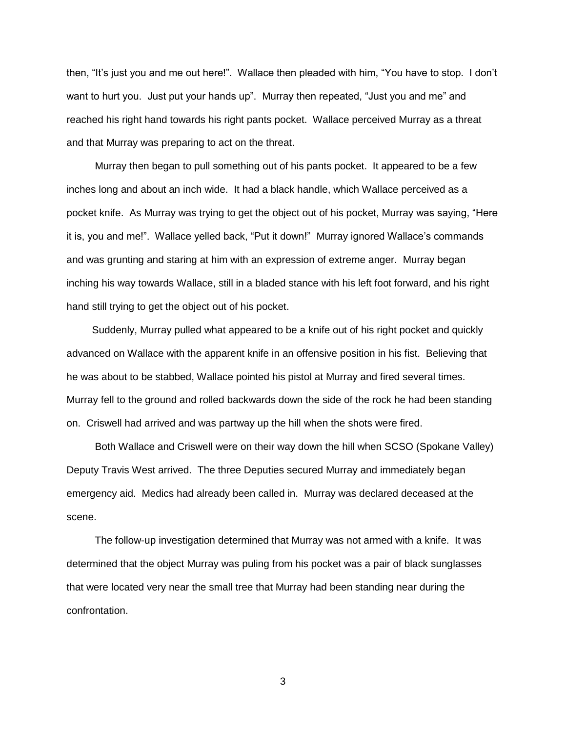then, "It's just you and me out here!". Wallace then pleaded with him, "You have to stop. I don't want to hurt you. Just put your hands up". Murray then repeated, "Just you and me" and reached his right hand towards his right pants pocket. Wallace perceived Murray as a threat and that Murray was preparing to act on the threat.

Murray then began to pull something out of his pants pocket. It appeared to be a few inches long and about an inch wide. It had a black handle, which Wallace perceived as a pocket knife. As Murray was trying to get the object out of his pocket, Murray was saying, "Here it is, you and me!". Wallace yelled back, "Put it down!" Murray ignored Wallace's commands and was grunting and staring at him with an expression of extreme anger. Murray began inching his way towards Wallace, still in a bladed stance with his left foot forward, and his right hand still trying to get the object out of his pocket.

Suddenly, Murray pulled what appeared to be a knife out of his right pocket and quickly advanced on Wallace with the apparent knife in an offensive position in his fist. Believing that he was about to be stabbed, Wallace pointed his pistol at Murray and fired several times. Murray fell to the ground and rolled backwards down the side of the rock he had been standing on. Criswell had arrived and was partway up the hill when the shots were fired.

Both Wallace and Criswell were on their way down the hill when SCSO (Spokane Valley) Deputy Travis West arrived. The three Deputies secured Murray and immediately began emergency aid. Medics had already been called in. Murray was declared deceased at the scene.

The follow-up investigation determined that Murray was not armed with a knife. It was determined that the object Murray was puling from his pocket was a pair of black sunglasses that were located very near the small tree that Murray had been standing near during the confrontation.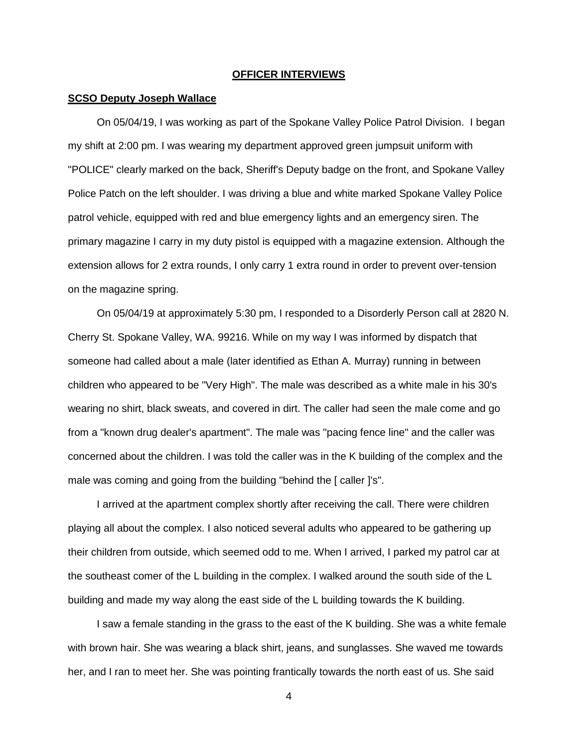## OFFICER INTERVIEWS

### SCSO Deputy Joseph Wallace

On 05/04/19, I was working as part of the Spokane Valley Police Patrol Division. I began my shift at 2:00 pm. I was wearing my department approved green jumpsuit uniform with "POLICE" clearly marked on the back, Sheriff's Deputy badge on the front, and Spokane Valley Police Patch on the left shoulder. I was driving a blue and white marked Spokane Valley Police patrol vehicle, equipped with red and blue emergency lights and an emergency siren. The primary magazine I carry in my duty pistol is equipped with a magazine extension. Although the extension allows for 2 extra rounds, I only carry 1 extra round in order to prevent over-tension on the magazine spring.

On 05/04/19 at approximately 5:30 pm, I responded to a Disorderly Person call at 2820 N. Cherry St. Spokane Valley, WA. 99216. While on my way I was informed by dispatch that someone had called about a male (later identified as Ethan A. Murray) running in between children who appeared to be "Very High". The male was described as a white male in his 30's wearing no shirt, black sweats, and covered in dirt. The caller had seen the male come and go from a "known drug dealer's apartment". The male was "pacing fence line" and the caller was concerned about the children. I was told the caller was in the K building of the complex and the male was coming and going from the building "behind the [ caller ]'s".

I arrived at the apartment complex shortly after receiving the call. There were children playing all about the complex. I also noticed several adults who appeared to be gathering up their children from outside, which seemed odd to me. When I arrived, I parked my patrol car at the southeast comer of the L building in the complex. I walked around the south side of the L building and made my way along the east side of the L building towards the K building.

I saw a female standing in the grass to the east of the K building. She was a white female with brown hair. She was wearing a black shirt, jeans, and sunglasses. She waved me towards her, and I ran to meet her. She was pointing frantically towards the north east of us. She said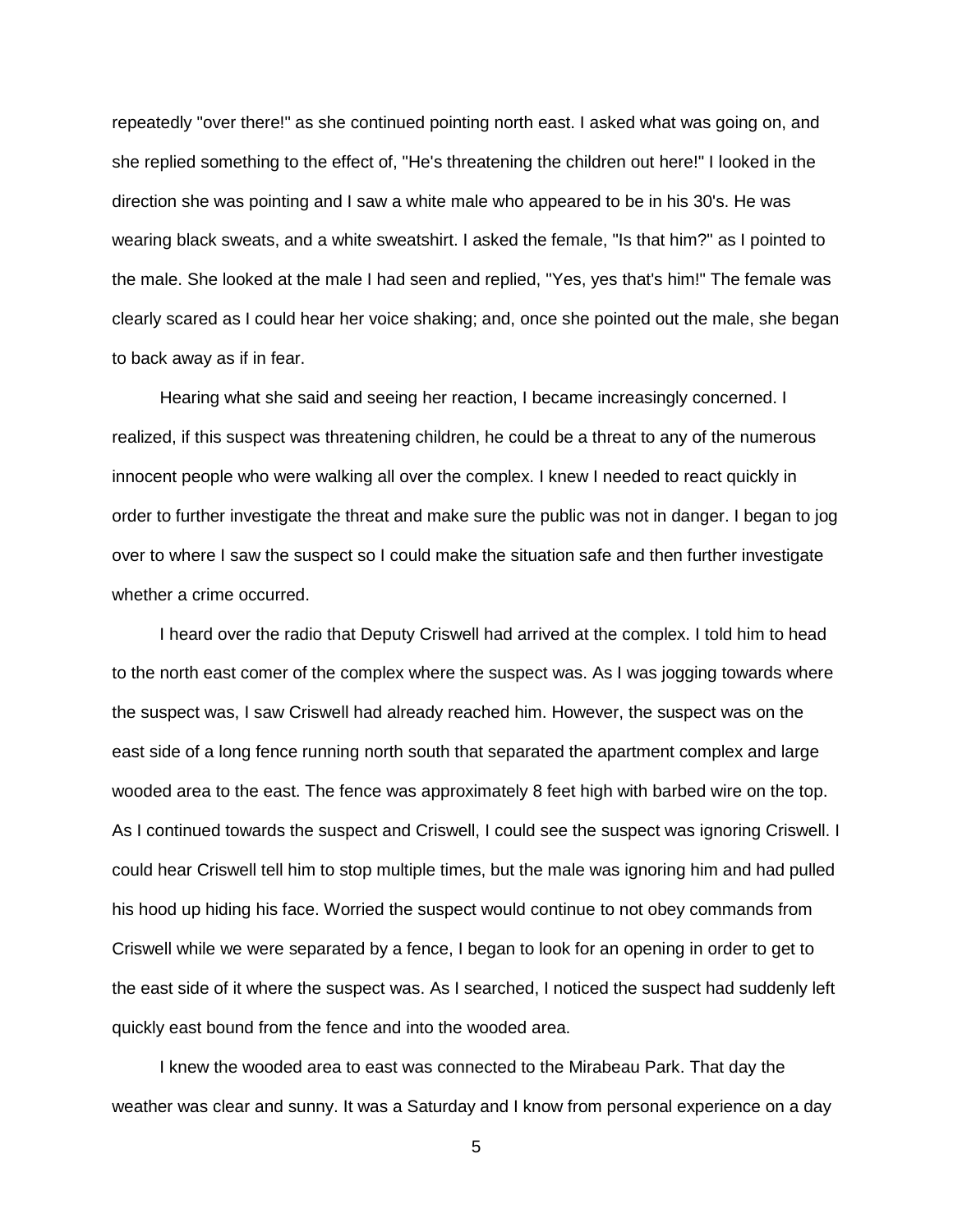repeatedly "over there!" as she continued pointing north east. I asked what was going on, and she replied something to the effect of, "He's threatening the children out here!" I looked in the direction she was pointing and I saw a white male who appeared to be in his 30's. He was wearing black sweats, and a white sweatshirt. I asked the female, "Is that him?" as I pointed to the male. She looked at the male I had seen and replied, "Yes, yes that's him!" The female was clearly scared as I could hear her voice shaking; and, once she pointed out the male, she began to back away as if in fear.

Hearing what she said and seeing her reaction, I became increasingly concerned. I realized, if this suspect was threatening children, he could be a threat to any of the numerous innocent people who were walking all over the complex. I knew I needed to react quickly in order to further investigate the threat and make sure the public was not in danger. I began to jog over to where I saw the suspect so I could make the situation safe and then further investigate whether a crime occurred.

I heard over the radio that Deputy Criswell had arrived at the complex. I told him to head to the north east comer of the complex where the suspect was. As I was jogging towards where the suspect was, I saw Criswell had already reached him. However, the suspect was on the east side of a long fence running north south that separated the apartment complex and large wooded area to the east. The fence was approximately 8 feet high with barbed wire on the top. As I continued towards the suspect and Criswell, I could see the suspect was ignoring Criswell. I could hear Criswell tell him to stop multiple times, but the male was ignoring him and had pulled his hood up hiding his face. Worried the suspect would continue to not obey commands from Criswell while we were separated by a fence, I began to look for an opening in order to get to the east side of it where the suspect was. As I searched, I noticed the suspect had suddenly left quickly east bound from the fence and into the wooded area.

I knew the wooded area to east was connected to the Mirabeau Park. That day the weather was clear and sunny. It was a Saturday and I know from personal experience on a day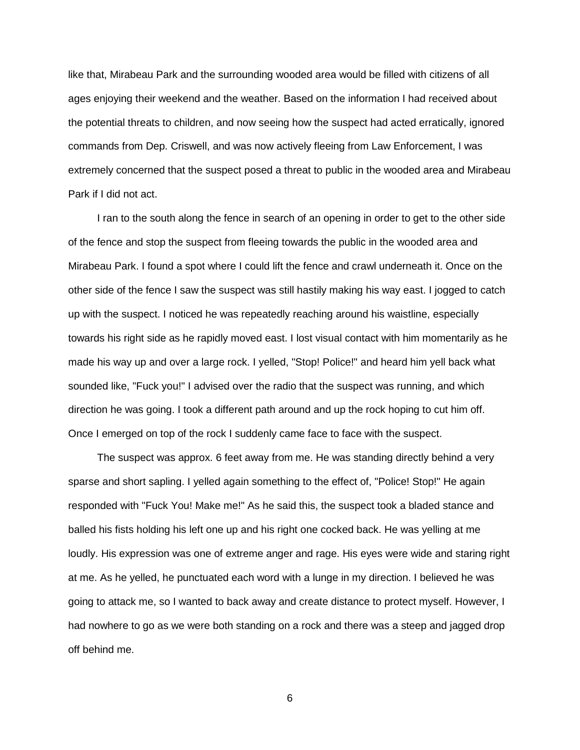like that, Mirabeau Park and the surrounding wooded area would be filled with citizens of all ages enjoying their weekend and the weather. Based on the information I had received about the potential threats to children, and now seeing how the suspect had acted erratically, ignored commands from Dep. Criswell, and was now actively fleeing from Law Enforcement, I was extremely concerned that the suspect posed a threat to public in the wooded area and Mirabeau Park if I did not act.

I ran to the south along the fence in search of an opening in order to get to the other side of the fence and stop the suspect from fleeing towards the public in the wooded area and Mirabeau Park. I found a spot where I could lift the fence and crawl underneath it. Once on the other side of the fence I saw the suspect was still hastily making his way east. I jogged to catch up with the suspect. I noticed he was repeatedly reaching around his waistline, especially towards his right side as he rapidly moved east. I lost visual contact with him momentarily as he made his way up and over a large rock. I yelled, "Stop! Police!" and heard him yell back what sounded like, "Fuck you!" I advised over the radio that the suspect was running, and which direction he was going. I took a different path around and up the rock hoping to cut him off. Once I emerged on top of the rock I suddenly came face to face with the suspect.

The suspect was approx. 6 feet away from me. He was standing directly behind a very sparse and short sapling. I yelled again something to the effect of, "Police! Stop!" He again responded with "Fuck You! Make me!" As he said this, the suspect took a bladed stance and balled his fists holding his left one up and his right one cocked back. He was yelling at me loudly. His expression was one of extreme anger and rage. His eyes were wide and staring right at me. As he yelled, he punctuated each word with a lunge in my direction. I believed he was going to attack me, so I wanted to back away and create distance to protect myself. However, I had nowhere to go as we were both standing on a rock and there was a steep and jagged drop off behind me.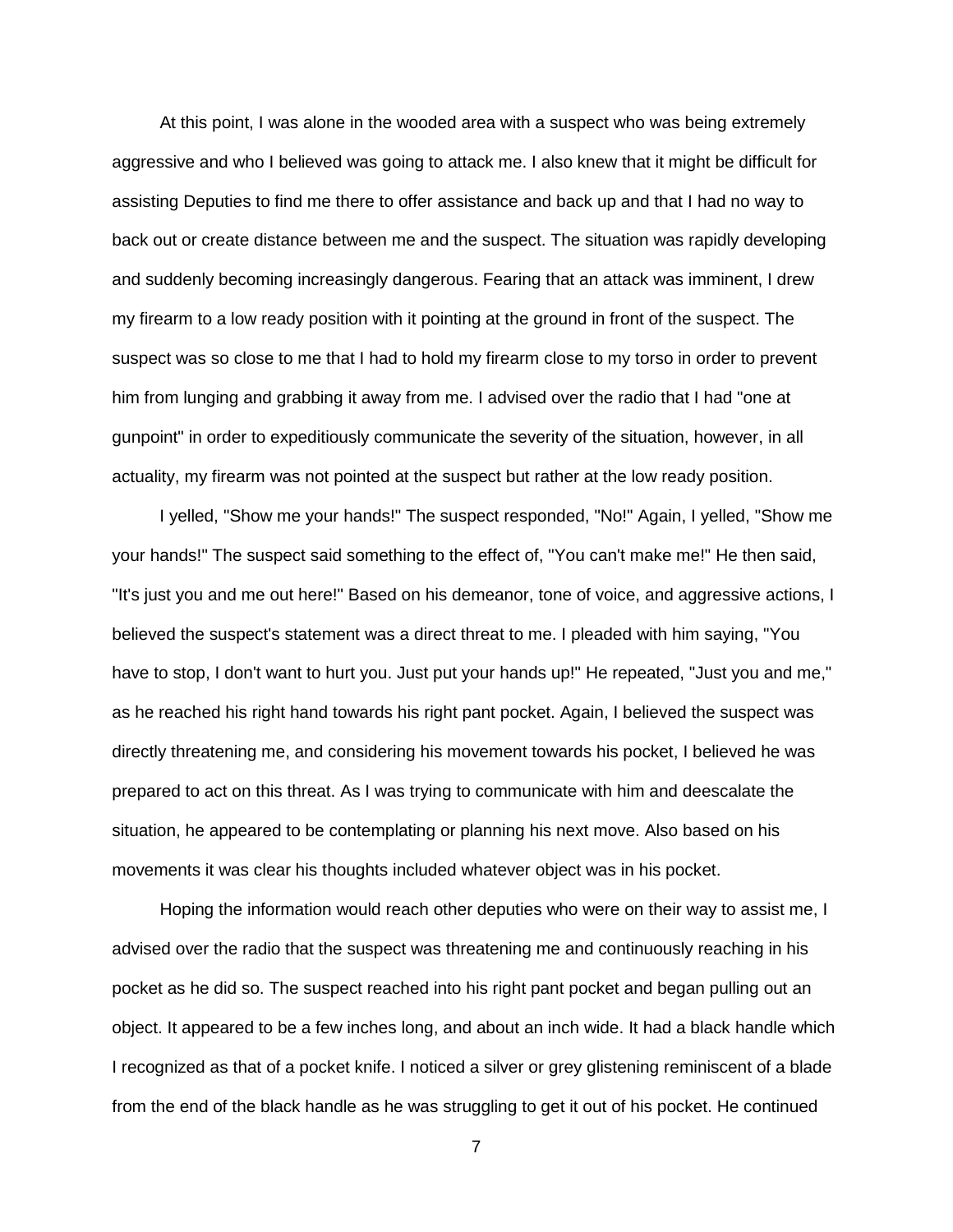At this point, I was alone in the wooded area with a suspect who was being extremely aggressive and who I believed was going to attack me. I also knew that it might be difficult for assisting Deputies to find me there to offer assistance and back up and that I had no way to back out or create distance between me and the suspect. The situation was rapidly developing and suddenly becoming increasingly dangerous. Fearing that an attack was imminent, I drew my firearm to a low ready position with it pointing at the ground in front of the suspect. The suspect was so close to me that I had to hold my firearm close to my torso in order to prevent him from lunging and grabbing it away from me. I advised over the radio that I had "one at gunpoint" in order to expeditiously communicate the severity of the situation, however, in all actuality, my firearm was not pointed at the suspect but rather at the low ready position.

I yelled, "Show me your hands!" The suspect responded, "No!" Again, I yelled, "Show me your hands!" The suspect said something to the effect of, "You can't make me!" He then said, "It's just you and me out here!" Based on his demeanor, tone of voice, and aggressive actions, I believed the suspect's statement was a direct threat to me. I pleaded with him saying, "You have to stop, I don't want to hurt you. Just put your hands up!" He repeated, "Just you and me," as he reached his right hand towards his right pant pocket. Again, I believed the suspect was directly threatening me, and considering his movement towards his pocket, I believed he was prepared to act on this threat. As I was trying to communicate with him and deescalate the situation, he appeared to be contemplating or planning his next move. Also based on his movements it was clear his thoughts included whatever object was in his pocket.

Hoping the information would reach other deputies who were on their way to assist me, I advised over the radio that the suspect was threatening me and continuously reaching in his pocket as he did so. The suspect reached into his right pant pocket and began pulling out an object. It appeared to be a few inches long, and about an inch wide. It had a black handle which I recognized as that of a pocket knife. I noticed a silver or grey glistening reminiscent of a blade from the end of the black handle as he was struggling to get it out of his pocket. He continued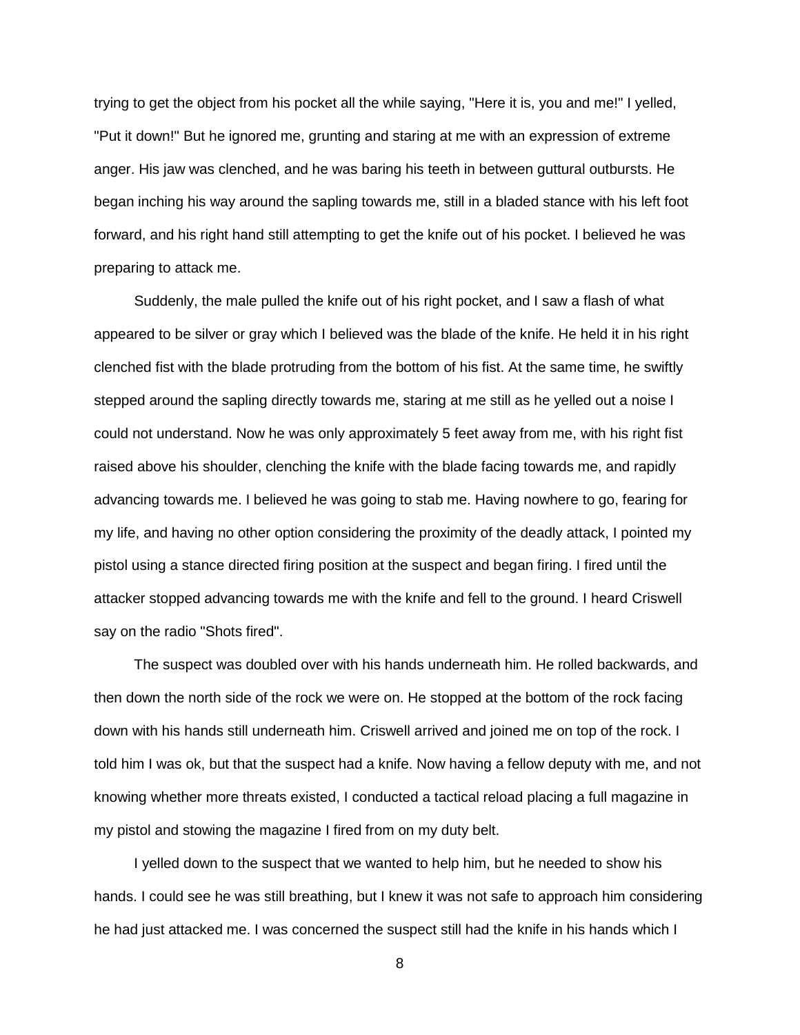trying to get the object from his pocket all the while saying, "Here it is, you and me!" I yelled, "Put it down!" But he ignored me, grunting and staring at me with an expression of extreme anger. His jaw was clenched, and he was baring his teeth in between guttural outbursts. He began inching his way around the sapling towards me, still in a bladed stance with his left foot forward, and his right hand still attempting to get the knife out of his pocket. I believed he was preparing to attack me.

Suddenly, the male pulled the knife out of his right pocket, and I saw a flash of what appeared to be silver or gray which I believed was the blade of the knife. He held it in his right clenched fist with the blade protruding from the bottom of his fist. At the same time, he swiftly stepped around the sapling directly towards me, staring at me still as he yelled out a noise I could not understand. Now he was only approximately 5 feet away from me, with his right fist raised above his shoulder, clenching the knife with the blade facing towards me, and rapidly advancing towards me. I believed he was going to stab me. Having nowhere to go, fearing for my life, and having no other option considering the proximity of the deadly attack, I pointed my pistol using a stance directed firing position at the suspect and began firing. I fired until the attacker stopped advancing towards me with the knife and fell to the ground. I heard Criswell say on the radio "Shots fired".

The suspect was doubled over with his hands underneath him. He rolled backwards, and then down the north side of the rock we were on. He stopped at the bottom of the rock facing down with his hands still underneath him. Criswell arrived and joined me on top of the rock. I told him I was ok, but that the suspect had a knife. Now having a fellow deputy with me, and not knowing whether more threats existed, I conducted a tactical reload placing a full magazine in my pistol and stowing the magazine I fired from on my duty belt.

I yelled down to the suspect that we wanted to help him, but he needed to show his hands. I could see he was still breathing, but I knew it was not safe to approach him considering he had just attacked me. I was concerned the suspect still had the knife in his hands which I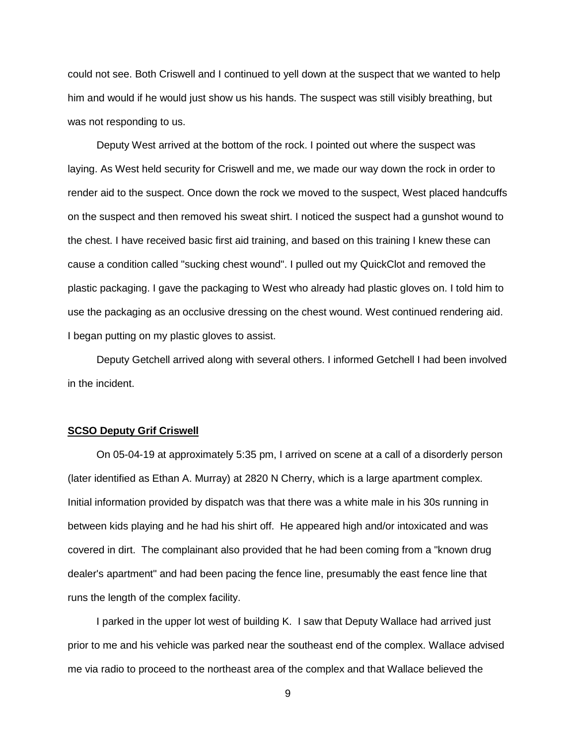could not see. Both Criswell and I continued to yell down at the suspect that we wanted to help him and would if he would just show us his hands. The suspect was still visibly breathing, but was not responding to us.

Deputy West arrived at the bottom of the rock. I pointed out where the suspect was laying. As West held security for Criswell and me, we made our way down the rock in order to render aid to the suspect. Once down the rock we moved to the suspect, West placed handcuffs on the suspect and then removed his sweat shirt. I noticed the suspect had a gunshot wound to the chest. I have received basic first aid training, and based on this training I knew these can cause a condition called "sucking chest wound". I pulled out my QuickClot and removed the plastic packaging. I gave the packaging to West who already had plastic gloves on. I told him to use the packaging as an occlusive dressing on the chest wound. West continued rendering aid. I began putting on my plastic gloves to assist.

Deputy Getchell arrived along with several others. I informed Getchell I had been involved in the incident.

**SCSO Deputy Grif Criswell**

On 05-04-19 at approximately 5:35 pm, I arrived on scene at a call of a disorderly person (later identified as Ethan A. Murray) at 2820 N Cherry, which is a large apartment complex. Initial information provided by dispatch was that there was a white male in his 30s running in between kids playing and he had his shirt off. He appeared high and/or intoxicated and was covered in dirt. The complainant also provided that he had been coming from a "known drug dealer's apartment" and had been pacing the fence line, presumably the east fence line that runs the length of the complex facility.

I parked in the upper lot west of building K. I saw that Deputy Wallace had arrived just prior to me and his vehicle was parked near the southeast end of the complex. Wallace advised me via radio to proceed to the northeast area of the complex and that Wallace believed the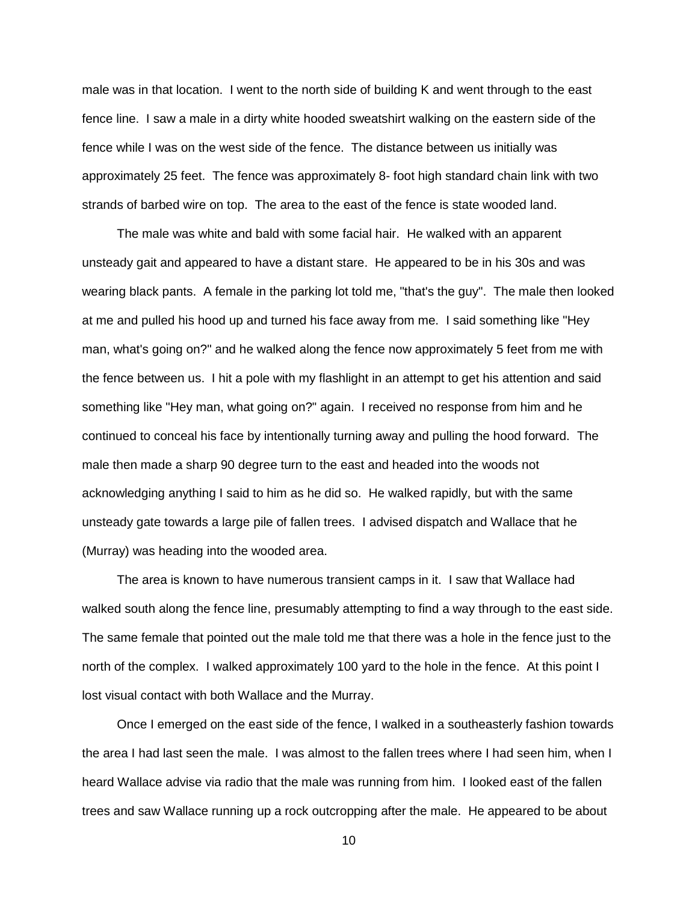male was in that location. I went to the north side of building K and went through to the east fence line. I saw a male in a dirty white hooded sweatshirt walking on the eastern side of the fence while I was on the west side of the fence. The distance between us initially was approximately 25 feet. The fence was approximately 8- foot high standard chain link with two strands of barbed wire on top. The area to the east of the fence is state wooded land.

The male was white and bald with some facial hair. He walked with an apparent unsteady gait and appeared to have a distant stare. He appeared to be in his 30s and was wearing black pants. A female in the parking lot told me, "that's the guy". The male then looked at me and pulled his hood up and turned his face away from me. I said something like "Hey man, what's going on?" and he walked along the fence now approximately 5 feet from me with the fence between us. I hit a pole with my flashlight in an attempt to get his attention and said something like "Hey man, what going on?" again. I received no response from him and he continued to conceal his face by intentionally turning away and pulling the hood forward. The male then made a sharp 90 degree turn to the east and headed into the woods not acknowledging anything I said to him as he did so. He walked rapidly, but with the same unsteady gate towards a large pile of fallen trees. I advised dispatch and Wallace that he (Murray) was heading into the wooded area.

The area is known to have numerous transient camps in it. I saw that Wallace had walked south along the fence line, presumably attempting to find a way through to the east side. The same female that pointed out the male told me that there was a hole in the fence just to the north of the complex. I walked approximately 100 yard to the hole in the fence. At this point I lost visual contact with both Wallace and the Murray.

Once I emerged on the east side of the fence, I walked in a southeasterly fashion towards the area I had last seen the male. I was almost to the fallen trees where I had seen him, when I heard Wallace advise via radio that the male was running from him. I looked east of the fallen trees and saw Wallace running up a rock outcropping after the male. He appeared to be about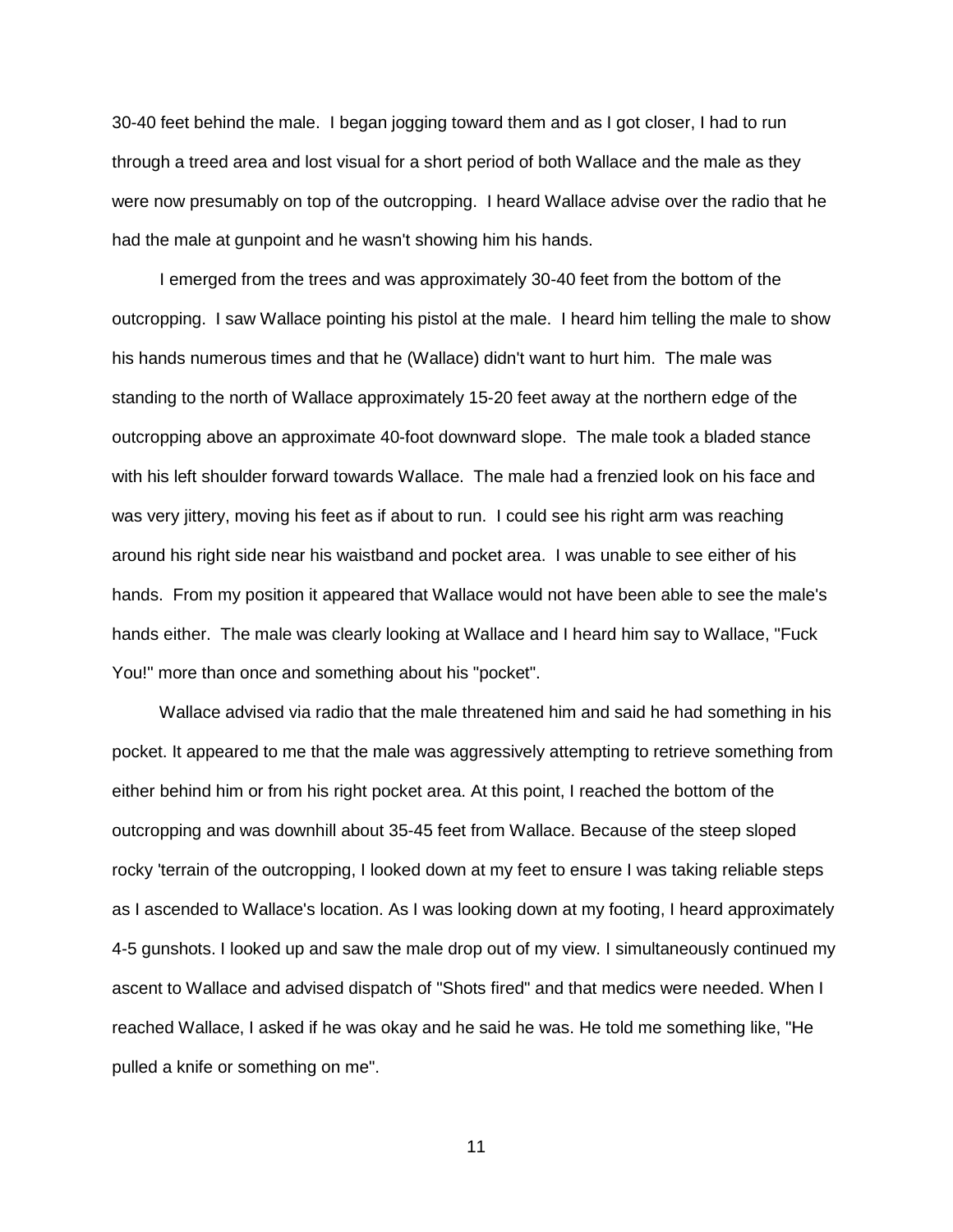30-40 feet behind the male. I began jogging toward them and as I got closer, I had to run through a treed area and lost visual for a short period of both Wallace and the male as they were now presumably on top of the outcropping. I heard Wallace advise over the radio that he had the male at gunpoint and he wasn't showing him his hands.

I emerged from the trees and was approximately 30-40 feet from the bottom of the outcropping. I saw Wallace pointing his pistol at the male. I heard him telling the male to show his hands numerous times and that he (Wallace) didn't want to hurt him. The male was standing to the north of Wallace approximately 15-20 feet away at the northern edge of the outcropping above an approximate 40-foot downward slope. The male took a bladed stance with his left shoulder forward towards Wallace. The male had a frenzied look on his face and was very jittery, moving his feet as if about to run. I could see his right arm was reaching around his right side near his waistband and pocket area. I was unable to see either of his hands. From my position it appeared that Wallace would not have been able to see the male's hands either. The male was clearly looking at Wallace and I heard him say to Wallace, "Fuck You!" more than once and something about his "pocket".

Wallace advised via radio that the male threatened him and said he had something in his pocket. It appeared to me that the male was aggressively attempting to retrieve something from either behind him or from his right pocket area. At this point, I reached the bottom of the outcropping and was downhill about 35-45 feet from Wallace. Because of the steep sloped rocky 'terrain of the outcropping, I looked down at my feet to ensure I was taking reliable steps as I ascended to Wallace's location. As I was looking down at my footing, I heard approximately 4-5 gunshots. I looked up and saw the male drop out of my view. I simultaneously continued my ascent to Wallace and advised dispatch of "Shots fired" and that medics were needed. When I reached Wallace, I asked if he was okay and he said he was. He told me something like, "He pulled a knife or something on me".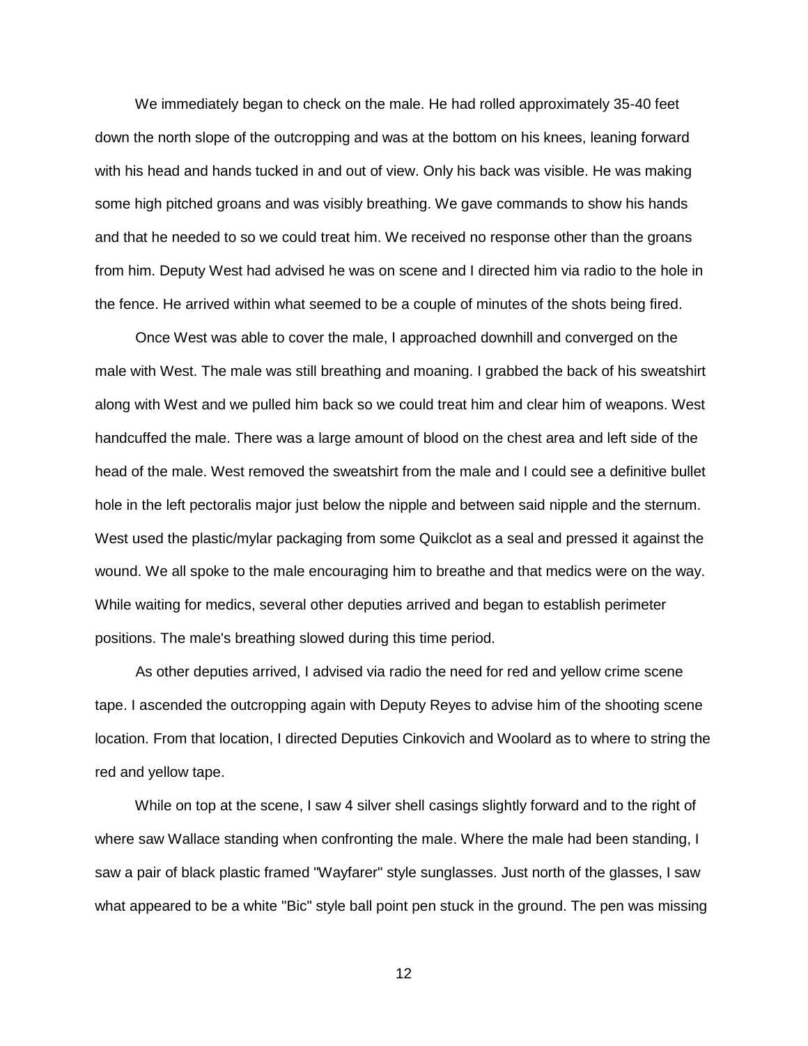We immediately began to check on the male. He had rolled approximately 35-40 feet down the north slope of the outcropping and was at the bottom on his knees, leaning forward with his head and hands tucked in and out of view. Only his back was visible. He was making some high pitched groans and was visibly breathing. We gave commands to show his hands and that he needed to so we could treat him. We received no response other than the groans from him. Deputy West had advised he was on scene and I directed him via radio to the hole in the fence. He arrived within what seemed to be a couple of minutes of the shots being fired.

Once West was able to cover the male, I approached downhill and converged on the male with West. The male was still breathing and moaning. I grabbed the back of his sweatshirt along with West and we pulled him back so we could treat him and clear him of weapons. West handcuffed the male. There was a large amount of blood on the chest area and left side of the head of the male. West removed the sweatshirt from the male and I could see a definitive bullet hole in the left pectoralis major just below the nipple and between said nipple and the sternum. West used the plastic/mylar packaging from some Quikclot as a seal and pressed it against the wound. We all spoke to the male encouraging him to breathe and that medics were on the way. While waiting for medics, several other deputies arrived and began to establish perimeter positions. The male's breathing slowed during this time period.

As other deputies arrived, I advised via radio the need for red and yellow crime scene tape. I ascended the outcropping again with Deputy Reyes to advise him of the shooting scene location. From that location, I directed Deputies Cinkovich and Woolard as to where to string the red and yellow tape.

While on top at the scene, I saw 4 silver shell casings slightly forward and to the right of where saw Wallace standing when confronting the male. Where the male had been standing, I saw a pair of black plastic framed "Wayfarer" style sunglasses. Just north of the glasses, I saw what appeared to be a white "Bic" style ball point pen stuck in the ground. The pen was missing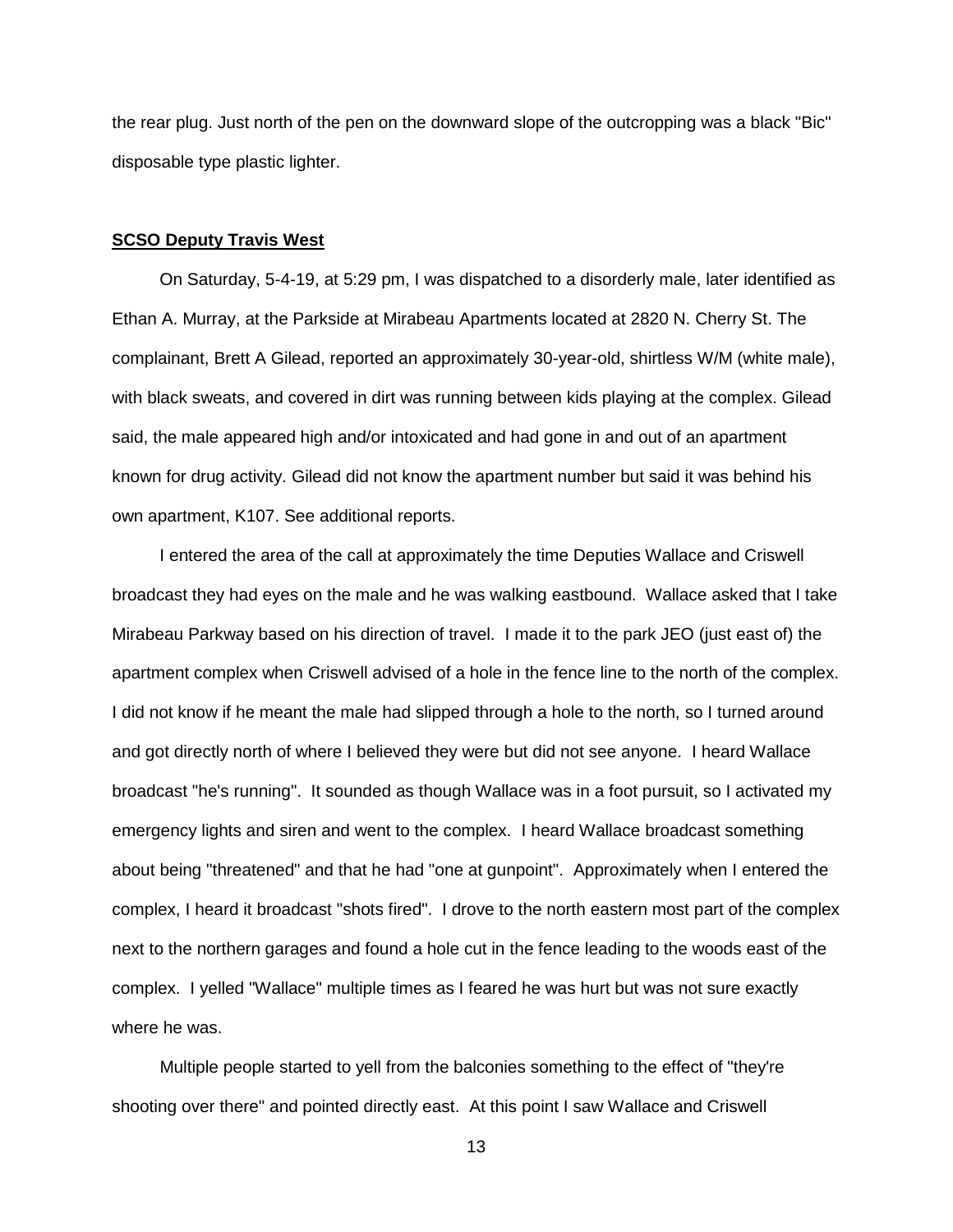the rear plug. Just north of the pen on the downward slope of the outcropping was a black "Bic" disposable type plastic lighter.

**SCSO Deputy Travis West**

On Saturday, 5-4-19, at 5:29 pm, I was dispatched to a disorderly male, later identified as Ethan A. Murray, at the Parkside at Mirabeau Apartments located at 2820 N. Cherry St. The complainant, Brett A Gilead, reported an approximately 30-year-old, shirtless W/M (white male), with black sweats, and covered in dirt was running between kids playing at the complex. Gilead said, the male appeared high and/or intoxicated and had gone in and out of an apartment known for drug activity. Gilead did not know the apartment number but said it was behind his own apartment, K107. See additional reports.

I entered the area of the call at approximately the time Deputies Wallace and Criswell broadcast they had eyes on the male and he was walking eastbound. Wallace asked that I take Mirabeau Parkway based on his direction of travel. I made it to the park JEO (just east of) the apartment complex when Criswell advised of a hole in the fence line to the north of the complex. I did not know if he meant the male had slipped through a hole to the north, so I turned around and got directly north of where I believed they were but did not see anyone. I heard Wallace broadcast "he's running". It sounded as though Wallace was in a foot pursuit, so I activated my emergency lights and siren and went to the complex. I heard Wallace broadcast something about being "threatened" and that he had "one at gunpoint". Approximately when I entered the complex, I heard it broadcast "shots fired". I drove to the north eastern most part of the complex next to the northern garages and found a hole cut in the fence leading to the woods east of the complex. I yelled "Wallace" multiple times as I feared he was hurt but was not sure exactly where he was.

Multiple people started to yell from the balconies something to the effect of "they're shooting over there" and pointed directly east. At this point I saw Wallace and Criswell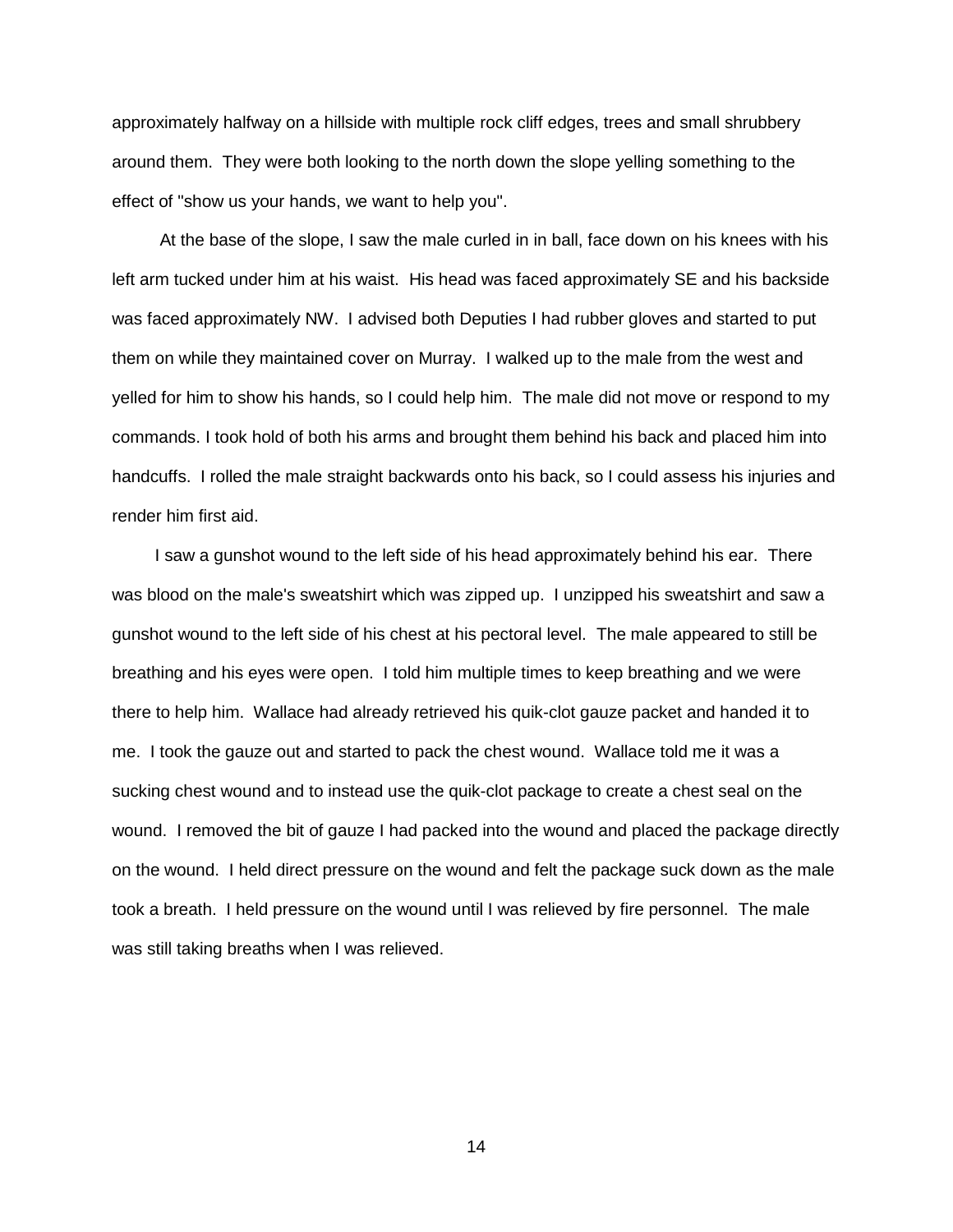approximately halfway on a hillside with multiple rock cliff edges, trees and small shrubbery around them. They were both looking to the north down the slope yelling something to the effect of "show us your hands, we want to help you".

At the base of the slope, I saw the male curled in in ball, face down on his knees with his left arm tucked under him at his waist. His head was faced approximately SE and his backside was faced approximately NW. I advised both Deputies I had rubber gloves and started to put them on while they maintained cover on Murray. I walked up to the male from the west and yelled for him to show his hands, so I could help him. The male did not move or respond to my commands. I took hold of both his arms and brought them behind his back and placed him into handcuffs. I rolled the male straight backwards onto his back, so I could assess his injuries and render him first aid.

I saw a gunshot wound to the left side of his head approximately behind his ear. There was blood on the male's sweatshirt which was zipped up. I unzipped his sweatshirt and saw a gunshot wound to the left side of his chest at his pectoral level. The male appeared to still be breathing and his eyes were open. I told him multiple times to keep breathing and we were there to help him. Wallace had already retrieved his quik-clot gauze packet and handed it to me. I took the gauze out and started to pack the chest wound. Wallace told me it was a sucking chest wound and to instead use the quik-clot package to create a chest seal on the wound. I removed the bit of gauze I had packed into the wound and placed the package directly on the wound. I held direct pressure on the wound and felt the package suck down as the male took a breath. I held pressure on the wound until I was relieved by fire personnel. The male was still taking breaths when I was relieved.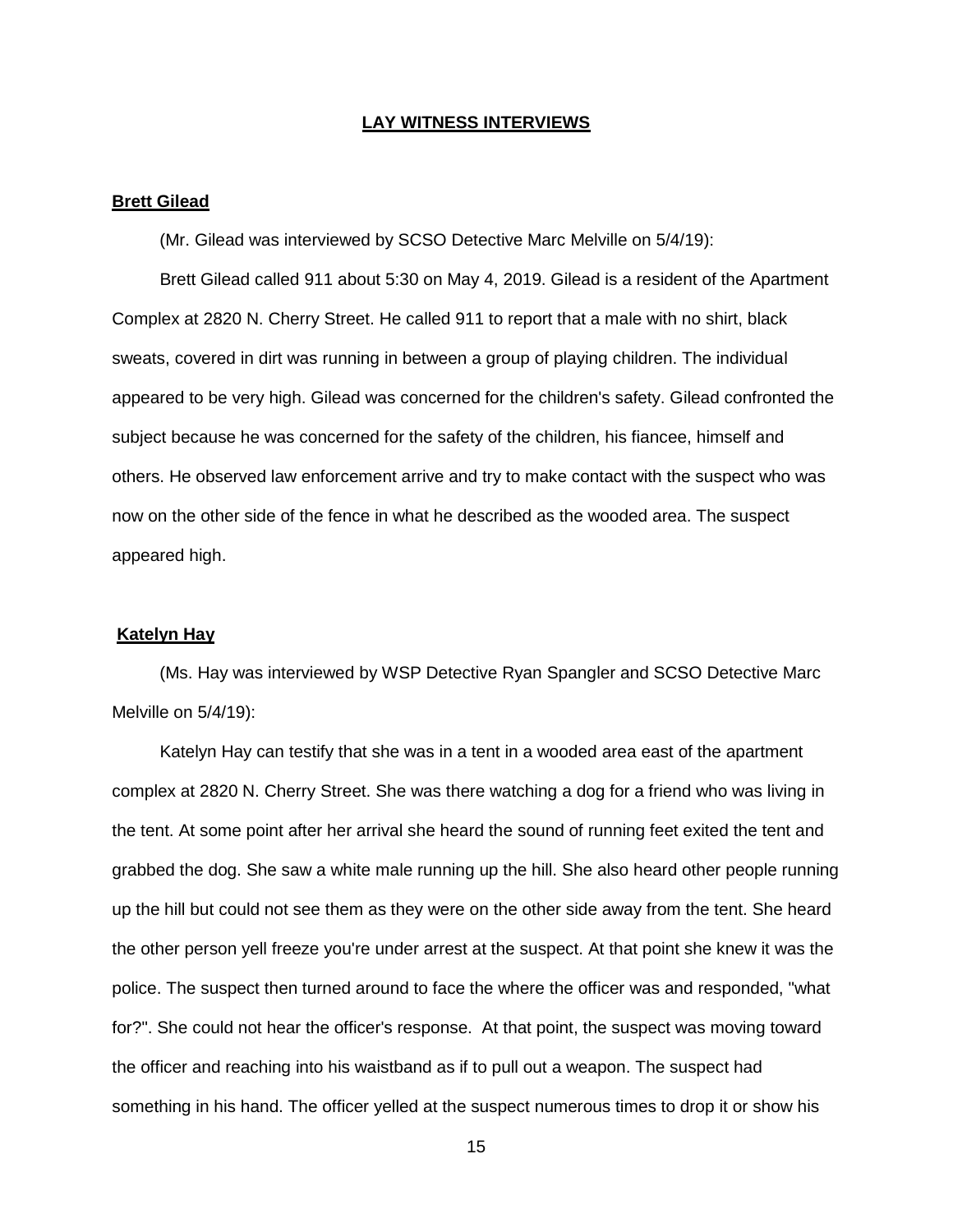## LAY WITNESS INTERVIEWS

### Brett Gilead

(Mr. Gilead was interviewed by SCSO Detective Marc Melville on 5/4/19):

Brett Gilead called 911 about 5:30 on May 4, 2019. Gilead is a resident of the Apartment Complex at 2820 N. Cherry Street. He called 911 to report that a male with no shirt, black sweats, covered in dirt was running in between a group of playing children. The individual appeared to be very high. Gilead was concerned for the children's safety. Gilead confronted the subject because he was concerned for the safety of the children, his fiancee, himself and others. He observed law enforcement arrive and try to make contact with the suspect who was now on the other side of the fence in what he described as the wooded area. The suspect appeared high.

### Katelyn Hay

(Ms. Hay was interviewed by WSP Detective Ryan Spangler and SCSO Detective Marc Melville on 5/4/19):

Katelyn Hay can testify that she was in a tent in a wooded area east of the apartment complex at 2820 N. Cherry Street. She was there watching a dog for a friend who was living in the tent. At some point after her arrival she heard the sound of running feet exited the tent and grabbed the dog. She saw a white male running up the hill. She also heard other people running up the hill but could not see them as they were on the other side away from the tent. She heard the other person yell freeze you're under arrest at the suspect. At that point she knew it was the police. The suspect then turned around to face the where the officer was and responded, "what for?". She could not hear the officer's response. At that point, the suspect was moving toward the officer and reaching into his waistband as if to pull out a weapon. The suspect had something in his hand. The officer yelled at the suspect numerous times to drop it or show his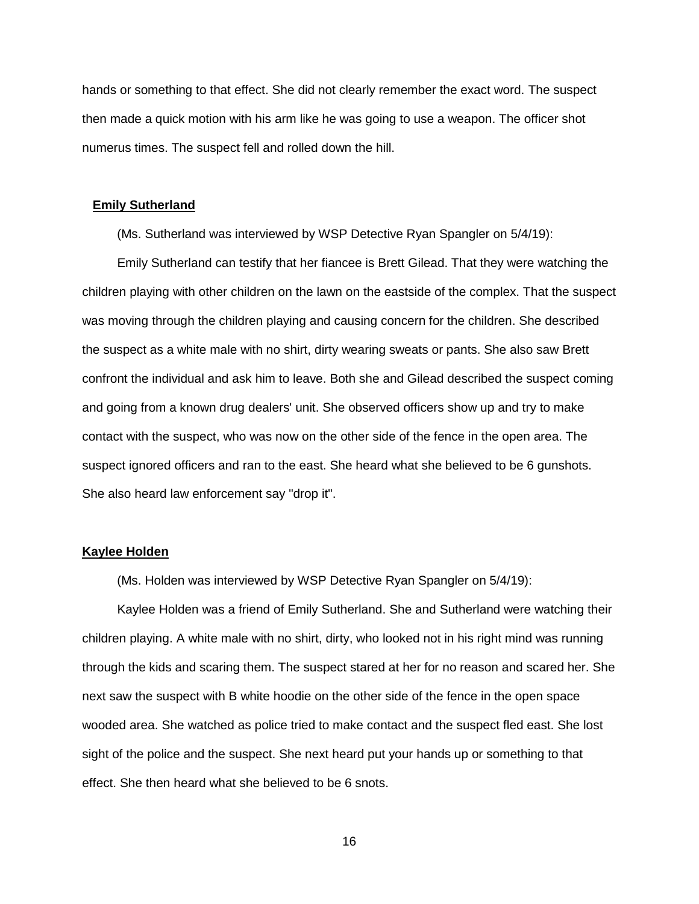hands or something to that effect. She did not clearly remember the exact word. The suspect then made a quick motion with his arm like he was going to use a weapon. The officer shot numerus times. The suspect fell and rolled down the hill.

**Emily Sutherland**

(Ms. Sutherland was interviewed by WSP Detective Ryan Spangler on 5/4/19):

Emily Sutherland can testify that her fiancee is Brett Gilead. That they were watching the children playing with other children on the lawn on the eastside of the complex. That the suspect was moving through the children playing and causing concern for the children. She described the suspect as a white male with no shirt, dirty wearing sweats or pants. She also saw Brett confront the individual and ask him to leave. Both she and Gilead described the suspect coming and going from a known drug dealers' unit. She observed officers show up and try to make contact with the suspect, who was now on the other side of the fence in the open area. The suspect ignored officers and ran to the east. She heard what she believed to be 6 gunshots. She also heard law enforcement say "drop it".

**Kaylee Holden**

(Ms. Holden was interviewed by WSP Detective Ryan Spangler on 5/4/19):

Kaylee Holden was a friend of Emily Sutherland. She and Sutherland were watching their children playing. A white male with no shirt, dirty, who looked not in his right mind was running through the kids and scaring them. The suspect stared at her for no reason and scared her. She next saw the suspect with B white hoodie on the other side of the fence in the open space wooded area. She watched as police tried to make contact and the suspect fled east. She lost sight of the police and the suspect. She next heard put your hands up or something to that effect. She then heard what she believed to be 6 snots.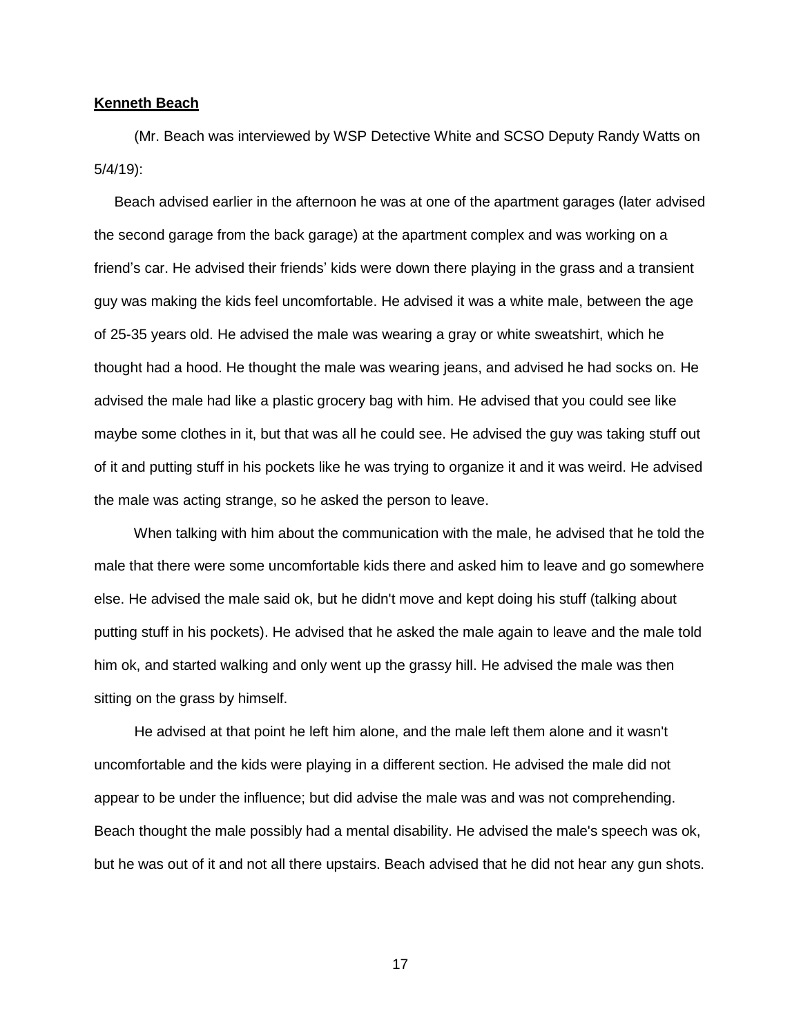**Kenneth Beach**

(Mr. Beach was interviewed by WSP Detective White and SCSO Deputy Randy Watts on 5/4/19):

Beach advised earlier in the afternoon he was at one of the apartment garages (later advised the second garage from the back garage) at the apartment complex and was working on a friend's car. He advised their friends' kids were down there playing in the grass and a transient guy was making the kids feel uncomfortable. He advised it was a white male, between the age of 25-35 years old. He advised the male was wearing a gray or white sweatshirt, which he thought had a hood. He thought the male was wearing jeans, and advised he had socks on. He advised the male had like a plastic grocery bag with him. He advised that you could see like maybe some clothes in it, but that was all he could see. He advised the guy was taking stuff out of it and putting stuff in his pockets like he was trying to organize it and it was weird. He advised the male was acting strange, so he asked the person to leave.

When talking with him about the communication with the male, he advised that he told the male that there were some uncomfortable kids there and asked him to leave and go somewhere else. He advised the male said ok, but he didn't move and kept doing his stuff (talking about putting stuff in his pockets). He advised that he asked the male again to leave and the male told him ok, and started walking and only went up the grassy hill. He advised the male was then sitting on the grass by himself.

He advised at that point he left him alone, and the male left them alone and it wasn't uncomfortable and the kids were playing in a different section. He advised the male did not appear to be under the influence; but did advise the male was and was not comprehending. Beach thought the male possibly had a mental disability. He advised the male's speech was ok, but he was out of it and not all there upstairs. Beach advised that he did not hear any gun shots.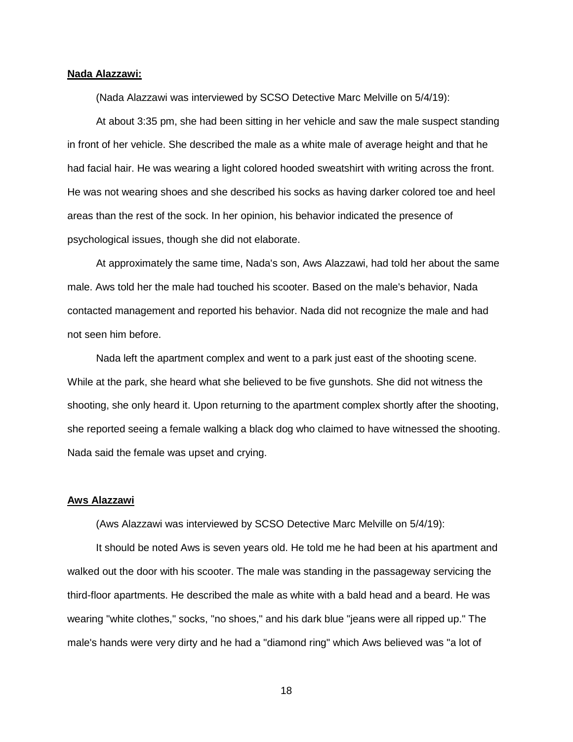**Nada Alazzawi:**

(Nada Alazzawi was interviewed by SCSO Detective Marc Melville on 5/4/19):

At about 3:35 pm, she had been sitting in her vehicle and saw the male suspect standing in front of her vehicle. She described the male as a white male of average height and that he had facial hair. He was wearing a light colored hooded sweatshirt with writing across the front. He was not wearing shoes and she described his socks as having darker colored toe and heel areas than the rest of the sock. In her opinion, his behavior indicated the presence of psychological issues, though she did not elaborate.

At approximately the same time, Nada's son, Aws Alazzawi, had told her about the same male. Aws told her the male had touched his scooter. Based on the male's behavior, Nada contacted management and reported his behavior. Nada did not recognize the male and had not seen him before.

Nada left the apartment complex and went to a park just east of the shooting scene. While at the park, she heard what she believed to be five gunshots. She did not witness the shooting, she only heard it. Upon returning to the apartment complex shortly after the shooting, she reported seeing a female walking a black dog who claimed to have witnessed the shooting. Nada said the female was upset and crying.

**Aws Alazzawi**

(Aws Alazzawi was interviewed by SCSO Detective Marc Melville on 5/4/19):

It should be noted Aws is seven years old. He told me he had been at his apartment and walked out the door with his scooter. The male was standing in the passageway servicing the third-floor apartments. He described the male as white with a bald head and a beard. He was wearing "white clothes," socks, "no shoes," and his dark blue "jeans were all ripped up." The male's hands were very dirty and he had a "diamond ring" which Aws believed was "a lot of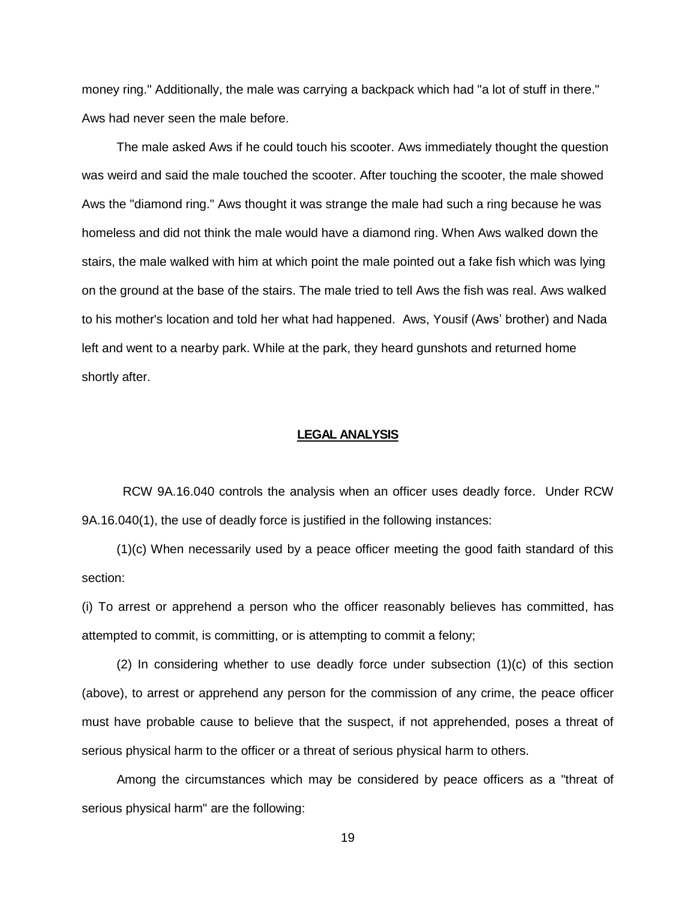money ring." Additionally, the male was carrying a backpack which had "a lot of stuff in there." Aws had never seen the male before.

The male asked Aws if he could touch his scooter. Aws immediately thought the question was weird and said the male touched the scooter. After touching the scooter, the male showed Aws the "diamond ring." Aws thought it was strange the male had such a ring because he was homeless and did not think the male would have a diamond ring. When Aws walked down the stairs, the male walked with him at which point the male pointed out a fake fish which was lying on the ground at the base of the stairs. The male tried to tell Aws the fish was real. Aws walked to his mother's location and told her what had happened. Aws, Yousif (Aws' brother) and Nada left and went to a nearby park. While at the park, they heard gunshots and returned home shortly after.

## **LEGAL ANALYSIS**

RCW 9A.16.040 controls the analysis when an officer uses deadly force. Under RCW 9A.16.040(1), the use of deadly force is justified in the following instances:

(1)(c) When necessarily used by a peace officer meeting the good faith standard of this section:

(i) To arrest or apprehend a person who the officer reasonably believes has committed, has attempted to commit, is committing, or is attempting to commit a felony;

(2) In considering whether to use deadly force under subsection (1)(c) of this section (above), to arrest or apprehend any person for the commission of any crime, the peace officer must have probable cause to believe that the suspect, if not apprehended, poses a threat of serious physical harm to the officer or a threat of serious physical harm to others.

Among the circumstances which may be considered by peace officers as a "threat of serious physical harm" are the following: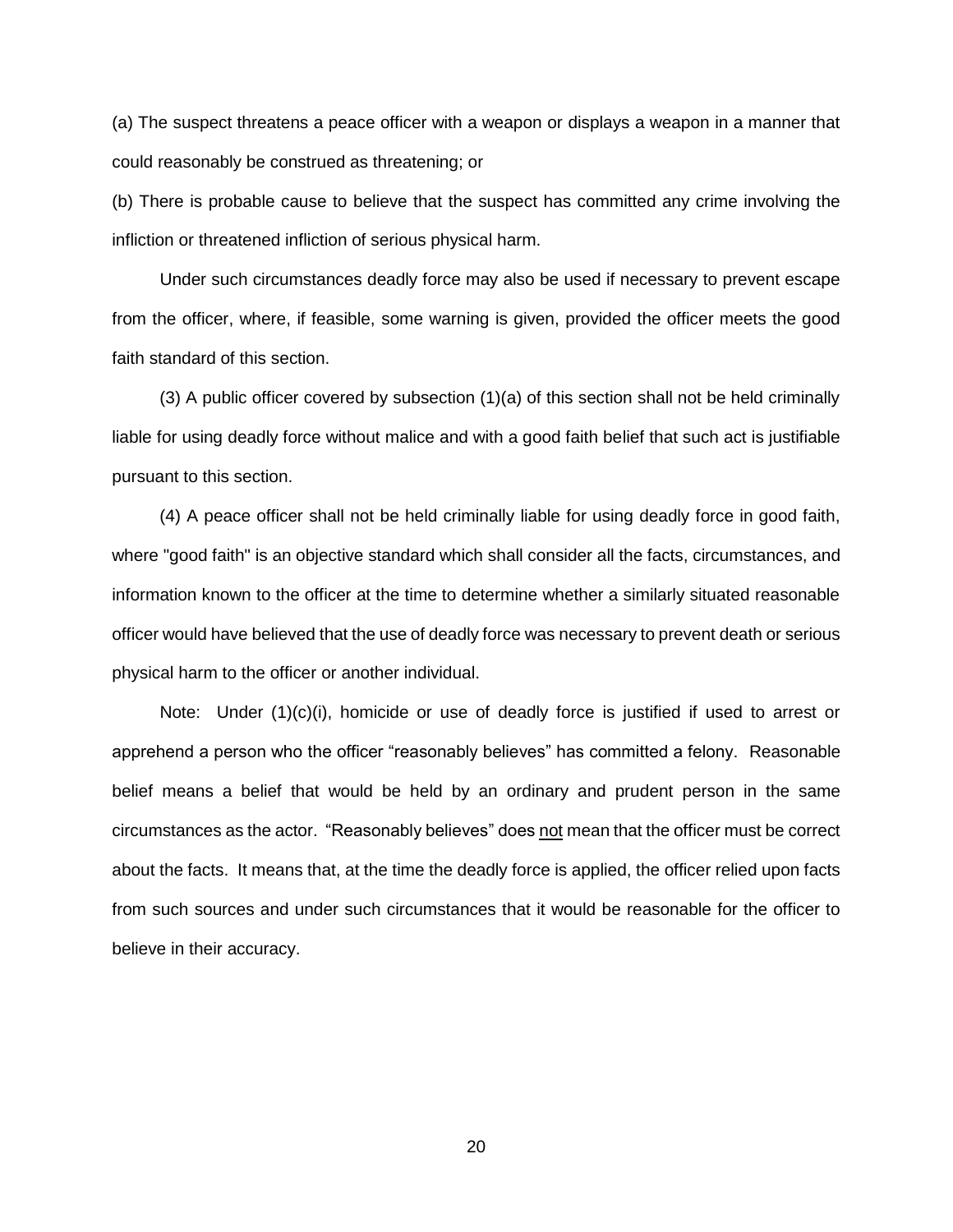(a) The suspect threatens a peace officer with a weapon or displays a weapon in a manner that could reasonably be construed as threatening; or

(b) There is probable cause to believe that the suspect has committed any crime involving the infliction or threatened infliction of serious physical harm.

Under such circumstances deadly force may also be used if necessary to prevent escape from the officer, where, if feasible, some warning is given, provided the officer meets the good faith standard of this section.

(3) A public officer covered by subsection (1)(a) of this section shall not be held criminally liable for using deadly force without malice and with a good faith belief that such act is justifiable pursuant to this section.

(4) A peace officer shall not be held criminally liable for using deadly force in good faith, where "good faith" is an objective standard which shall consider all the facts, circumstances, and information known to the officer at the time to determine whether a similarly situated reasonable officer would have believed that the use of deadly force was necessary to prevent death or serious physical harm to the officer or another individual.

Note: Under (1)(c)(i), homicide or use of deadly force is justified if used to arrest or apprehend a person who the officer "reasonably believes" has committed a felony. Reasonable belief means a belief that would be held by an ordinary and prudent person in the same circumstances as the actor. "Reasonably believes" does <u>not</u> mean that the officer must be correct about the facts. It means that, at the time the deadly force is applied, the officer relied upon facts from such sources and under such circumstances that it would be reasonable for the officer to believe in their accuracy.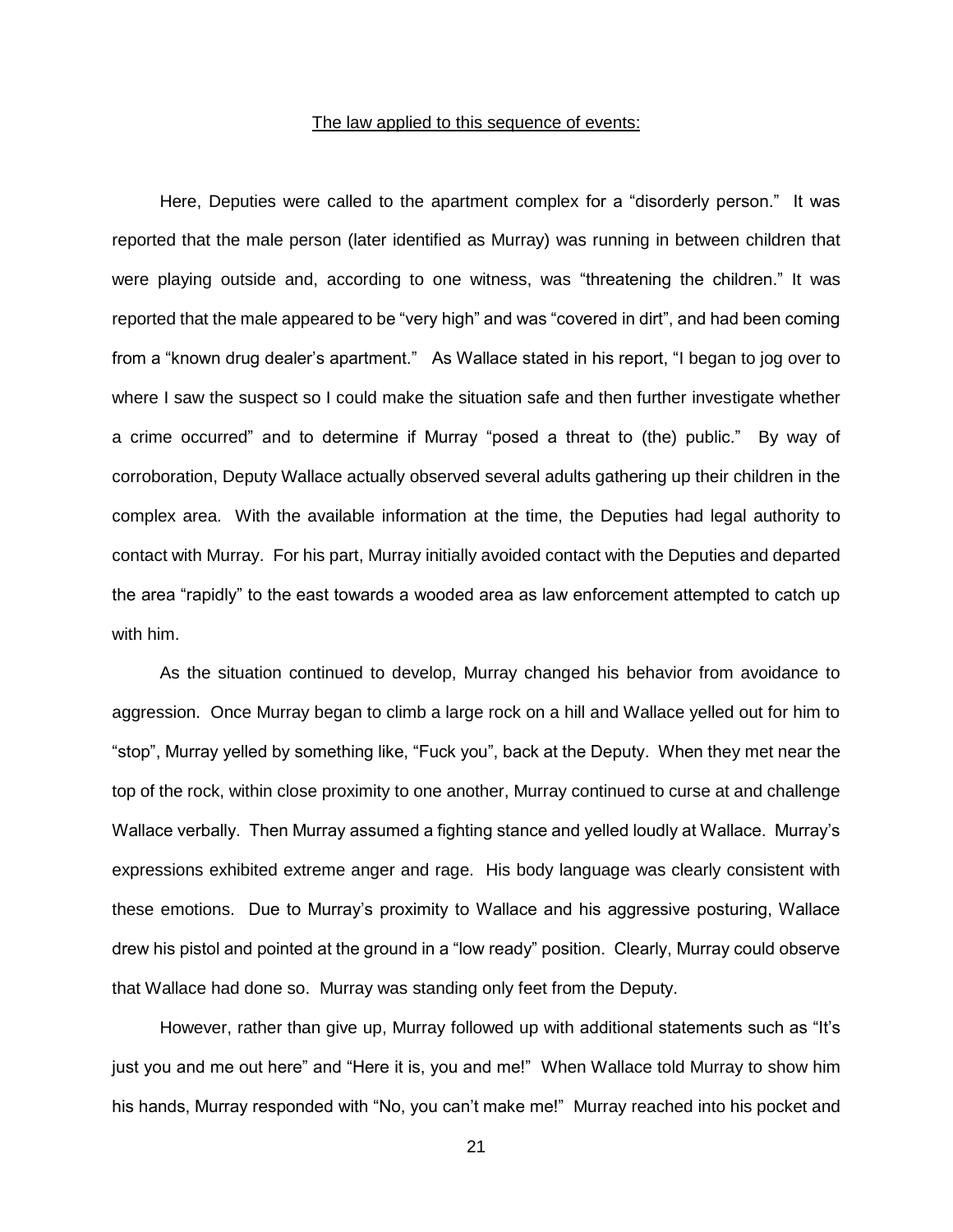<u>The law applied to this sequence of events:</u>

Here, Deputies were called to the apartment complex for a "disorderly person." It was reported that the male person (later identified as Murray) was running in between children that were playing outside and, according to one witness, was "threatening the children." It was reported that the male appeared to be "very high" and was "covered in dirt", and had been coming from a "known drug dealer's apartment." As Wallace stated in his report, "I began to jog over to where I saw the suspect so I could make the situation safe and then further investigate whether a crime occurred" and to determine if Murray "posed a threat to (the) public." By way of corroboration, Deputy Wallace actually observed several adults gathering up their children in the complex area. With the available information at the time, the Deputies had legal authority to contact with Murray. For his part, Murray initially avoided contact with the Deputies and departed the area "rapidly" to the east towards a wooded area as law enforcement attempted to catch up with him.

As the situation continued to develop, Murray changed his behavior from avoidance to aggression. Once Murray began to climb a large rock on a hill and Wallace yelled out for him to "stop", Murray yelled by something like, "Fuck you", back at the Deputy. When they met near the top of the rock, within close proximity to one another, Murray continued to curse at and challenge Wallace verbally. Then Murray assumed a fighting stance and yelled loudly at Wallace. Murray's expressions exhibited extreme anger and rage. His body language was clearly consistent with these emotions. Due to Murray's proximity to Wallace and his aggressive posturing, Wallace drew his pistol and pointed at the ground in a "low ready" position. Clearly, Murray could observe that Wallace had done so. Murray was standing only feet from the Deputy.

However, rather than give up, Murray followed up with additional statements such as "It's just you and me out here" and "Here it is, you and me!" When Wallace told Murray to show him his hands, Murray responded with "No, you can't make me!" Murray reached into his pocket and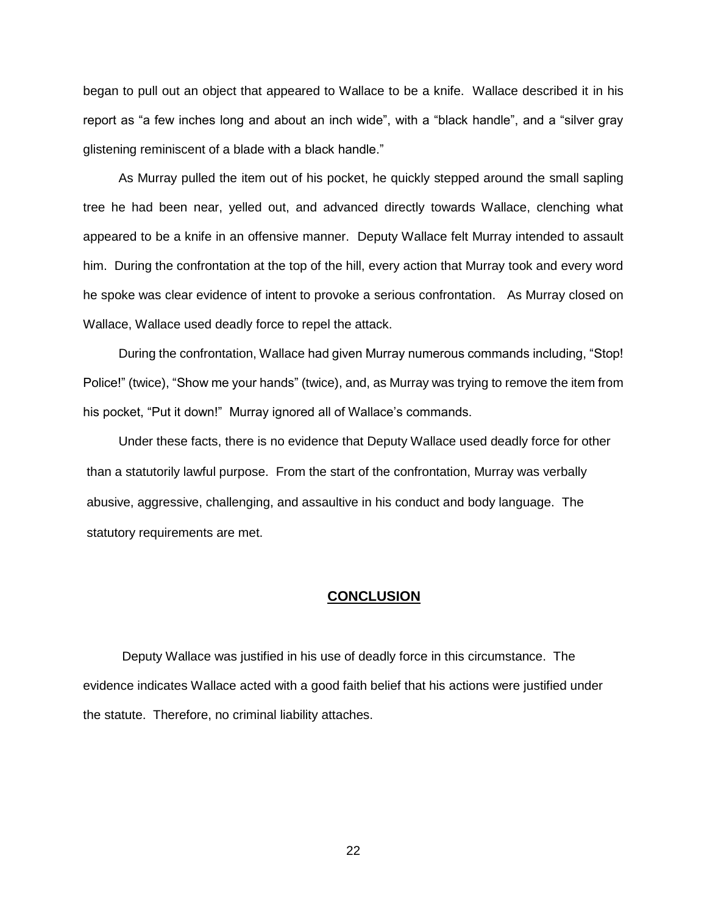began to pull out an object that appeared to Wallace to be a knife. Wallace described it in his report as "a few inches long and about an inch wide", with a "black handle", and a "silver gray glistening reminiscent of a blade with a black handle."

As Murray pulled the item out of his pocket, he quickly stepped around the small sapling tree he had been near, yelled out, and advanced directly towards Wallace, clenching what appeared to be a knife in an offensive manner. Deputy Wallace felt Murray intended to assault him. During the confrontation at the top of the hill, every action that Murray took and every word he spoke was clear evidence of intent to provoke a serious confrontation. As Murray closed on Wallace, Wallace used deadly force to repel the attack.

During the confrontation, Wallace had given Murray numerous commands including, "Stop! Police!" (twice), "Show me your hands" (twice), and, as Murray was trying to remove the item from his pocket, "Put it down!" Murray ignored all of Wallace's commands.

Under these facts, there is no evidence that Deputy Wallace used deadly force for other than a statutorily lawful purpose. From the start of the confrontation, Murray was verbally abusive, aggressive, challenging, and assaultive in his conduct and body language. The statutory requirements are met.

## **CONCLUSION**

Deputy Wallace was justified in his use of deadly force in this circumstance. The evidence indicates Wallace acted with a good faith belief that his actions were justified under the statute. Therefore, no criminal liability attaches.